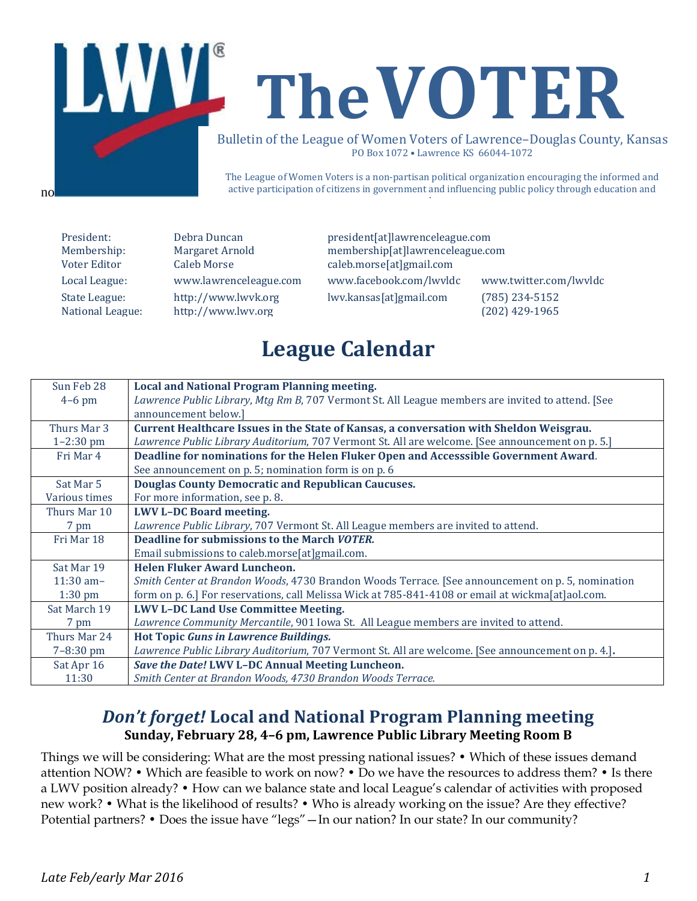# The VOTER

Bulletin of the League of Women Voters of Lawrence–Douglas County, Kansas
PO Box 1072 • Lawrence KS 66044-1072

The League of Women Voters is a non-partisan political organization encouraging the informed and active participation of citizens in government and influencing public policy through education and

| | | | |
|---|---|---|---|
| President: | Debra Duncan | president[at]lawrenceleague.com | |
| Membership: | Margaret Arnold | membership[at]lawrenceleague.com | |
| Voter Editor | Caleb Morse | caleb.morse[at]gmail.com | |
| Local League: | www.lawrenceleague.com | www.facebook.com/lwvldc | www.twitter.com/lwvldc |
| State League: | http://www.lwvk.org | lwv.kansas[at]gmail.com | (785) 234-5152 |
| National League: | http://www.lwv.org | | (202) 429-1965 |

## League Calendar

| Date | Event |
|---|---|
| Sun Feb 28<br>4–6 pm | **Local and National Program Planning meeting.**<br>*Lawrence Public Library, Mtg Rm B*, 707 Vermont St. All League members are invited to attend. [See announcement below.] |
| Thurs Mar 3<br>1–2:30 pm | **Current Healthcare Issues in the State of Kansas, a conversation with Sheldon Weisgrau.**<br>*Lawrence Public Library Auditorium*, 707 Vermont St. All are welcome. [See announcement on p. 5.] |
| Fri Mar 4 | **Deadline for nominations for the Helen Fluker Open and Accesssible Government Award**.<br>See announcement on p. 5; nomination form is on p. 6 |
| Sat Mar 5<br>Various times | **Douglas County Democratic and Republican Caucuses.**<br>For more information, see p. 8. |
| Thurs Mar 10<br>7 pm | **LWV L–DC Board meeting.**<br>*Lawrence Public Library*, 707 Vermont St. All League members are invited to attend. |
| Fri Mar 18 | **Deadline for submissions to the March *VOTER.***<br>Email submissions to caleb.morse[at]gmail.com. |
| Sat Mar 19<br>11:30 am–1:30 pm | **Helen Fluker Award Luncheon.**<br>*Smith Center at Brandon Woods*, 4730 Brandon Woods Terrace. [See announcement on p. 5, nomination form on p. 6.] For reservations, call Melissa Wick at 785-841-4108 or email at wickma[at]aol.com. |
| Sat March 19<br>7 pm | **LWV L–DC Land Use Committee Meeting.**<br>*Lawrence Community Mercantile*, 901 Iowa St. All League members are invited to attend. |
| Thurs Mar 24<br>7–8:30 pm | **Hot Topic *Guns in Lawrence Buildings.***<br>*Lawrence Public Library Auditorium*, 707 Vermont St. All are welcome. [See announcement on p. 4.]. |
| Sat Apr 16<br>11:30 | ***Save the Date!* LWV L–DC Annual Meeting Luncheon.**<br>*Smith Center at Brandon Woods, 4730 Brandon Woods Terrace.* |

## *Don't forget!* Local and National Program Planning meeting

**Sunday, February 28, 4–6 pm, Lawrence Public Library Meeting Room B**

Things we will be considering: What are the most pressing national issues? • Which of these issues demand attention NOW? • Which are feasible to work on now? • Do we have the resources to address them? • Is there a LWV position already? • How can we balance state and local League's calendar of activities with proposed new work? • What is the likelihood of results? • Who is already working on the issue? Are they effective? Potential partners? • Does the issue have "legs"—In our nation? In our state? In our community?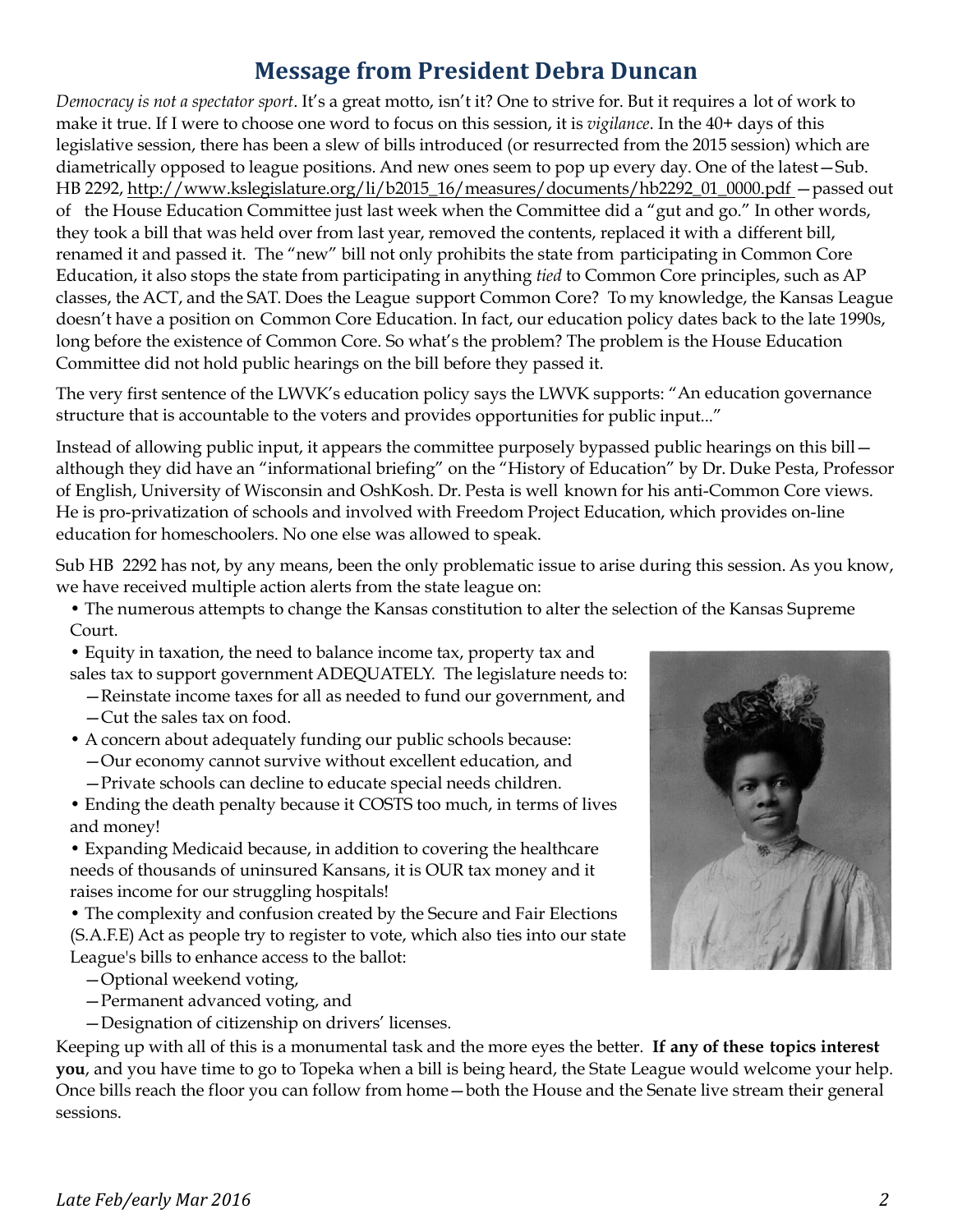## Message from President Debra Duncan

*Democracy is not a spectator sport*. It's a great motto, isn't it? One to strive for. But it requires a lot of work to make it true. If I were to choose one word to focus on this session, it is *vigilance*. In the 40+ days of this legislative session, there has been a slew of bills introduced (or resurrected from the 2015 session) which are diametrically opposed to league positions. And new ones seem to pop up every day. One of the latest—Sub. HB 2292, http://www.kslegislature.org/li/b2015_16/measures/documents/hb2292_01_0000.pdf —passed out of the House Education Committee just last week when the Committee did a "gut and go." In other words, they took a bill that was held over from last year, removed the contents, replaced it with a different bill, renamed it and passed it. The "new" bill not only prohibits the state from participating in Common Core Education, it also stops the state from participating in anything *tied* to Common Core principles, such as AP classes, the ACT, and the SAT. Does the League support Common Core? To my knowledge, the Kansas League doesn't have a position on Common Core Education. In fact, our education policy dates back to the late 1990s, long before the existence of Common Core. So what's the problem? The problem is the House Education Committee did not hold public hearings on the bill before they passed it.

The very first sentence of the LWVK's education policy says the LWVK supports: "An education governance structure that is accountable to the voters and provides opportunities for public input..."

Instead of allowing public input, it appears the committee purposely bypassed public hearings on this bill—although they did have an "informational briefing" on the "History of Education" by Dr. Duke Pesta, Professor of English, University of Wisconsin and OshKosh. Dr. Pesta is well known for his anti-Common Core views. He is pro-privatization of schools and involved with Freedom Project Education, which provides on-line education for homeschoolers. No one else was allowed to speak.

Sub HB 2292 has not, by any means, been the only problematic issue to arise during this session. As you know, we have received multiple action alerts from the state league on:

- The numerous attempts to change the Kansas constitution to alter the selection of the Kansas Supreme Court.
- Equity in taxation, the need to balance income tax, property tax and sales tax to support government ADEQUATELY. The legislature needs to:
  - —Reinstate income taxes for all as needed to fund our government, and
  - —Cut the sales tax on food.
- A concern about adequately funding our public schools because:
  - —Our economy cannot survive without excellent education, and
  - —Private schools can decline to educate special needs children.
- Ending the death penalty because it COSTS too much, in terms of lives and money!
- Expanding Medicaid because, in addition to covering the healthcare needs of thousands of uninsured Kansans, it is OUR tax money and it raises income for our struggling hospitals!
- The complexity and confusion created by the Secure and Fair Elections (S.A.F.E) Act as people try to register to vote, which also ties into our state League's bills to enhance access to the ballot:
  - —Optional weekend voting,
  - —Permanent advanced voting, and
  - —Designation of citizenship on drivers' licenses.

Keeping up with all of this is a monumental task and the more eyes the better. **If any of these topics interest you**, and you have time to go to Topeka when a bill is being heard, the State League would welcome your help. Once bills reach the floor you can follow from home—both the House and the Senate live stream their general sessions.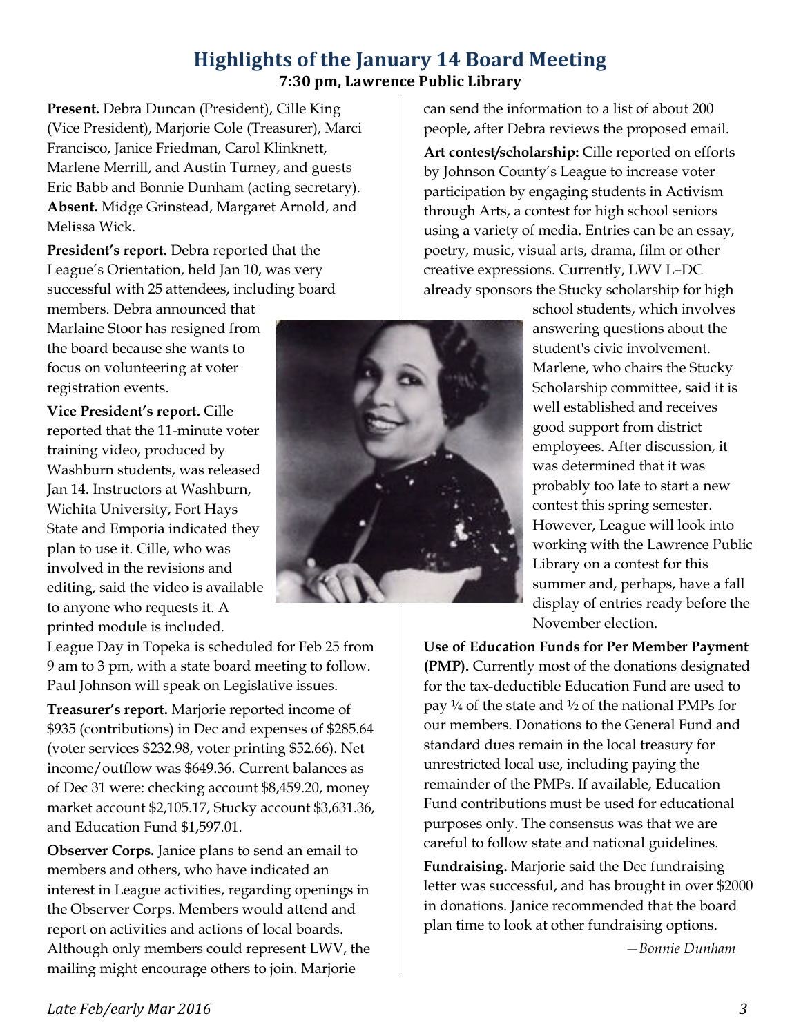## Highlights of the January 14 Board Meeting

**7:30 pm, Lawrence Public Library**

**Present.** Debra Duncan (President), Cille King (Vice President), Marjorie Cole (Treasurer), Marci Francisco, Janice Friedman, Carol Klinknett, Marlene Merrill, and Austin Turney, and guests Eric Babb and Bonnie Dunham (acting secretary). **Absent.** Midge Grinstead, Margaret Arnold, and Melissa Wick.

**President's report.** Debra reported that the League's Orientation, held Jan 10, was very successful with 25 attendees, including board members. Debra announced that Marlaine Stoor has resigned from the board because she wants to focus on volunteering at voter registration events.

**Vice President's report.** Cille reported that the 11-minute voter training video, produced by Washburn students, was released Jan 14. Instructors at Washburn, Wichita University, Fort Hays State and Emporia indicated they plan to use it. Cille, who was involved in the revisions and editing, said the video is available to anyone who requests it. A printed module is included.

League Day in Topeka is scheduled for Feb 25 from 9 am to 3 pm, with a state board meeting to follow. Paul Johnson will speak on Legislative issues.

**Treasurer's report.** Marjorie reported income of $935 (contributions) in Dec and expenses of $285.64 (voter services $232.98, voter printing $52.66). Net income/outflow was $649.36. Current balances as of Dec 31 were: checking account $8,459.20, money market account $2,105.17, Stucky account $3,631.36, and Education Fund $1,597.01.

**Observer Corps.** Janice plans to send an email to members and others, who have indicated an interest in League activities, regarding openings in the Observer Corps. Members would attend and report on activities and actions of local boards. Although only members could represent LWV, the mailing might encourage others to join. Marjorie can send the information to a list of about 200 people, after Debra reviews the proposed email.

**Art contest/scholarship:** Cille reported on efforts by Johnson County's League to increase voter participation by engaging students in Activism through Arts, a contest for high school seniors using a variety of media. Entries can be an essay, poetry, music, visual arts, drama, film or other creative expressions. Currently, LWV L–DC already sponsors the Stucky scholarship for high school students, which involves answering questions about the student's civic involvement. Marlene, who chairs the Stucky Scholarship committee, said it is well established and receives good support from district employees. After discussion, it was determined that it was probably too late to start a new contest this spring semester. However, League will look into working with the Lawrence Public Library on a contest for this summer and, perhaps, have a fall display of entries ready before the November election.

**Use of Education Funds for Per Member Payment (PMP).** Currently most of the donations designated for the tax-deductible Education Fund are used to pay ¼ of the state and ½ of the national PMPs for our members. Donations to the General Fund and standard dues remain in the local treasury for unrestricted local use, including paying the remainder of the PMPs. If available, Education Fund contributions must be used for educational purposes only. The consensus was that we are careful to follow state and national guidelines.

**Fundraising.** Marjorie said the Dec fundraising letter was successful, and has brought in over $2000 in donations. Janice recommended that the board plan time to look at other fundraising options.

*—Bonnie Dunham*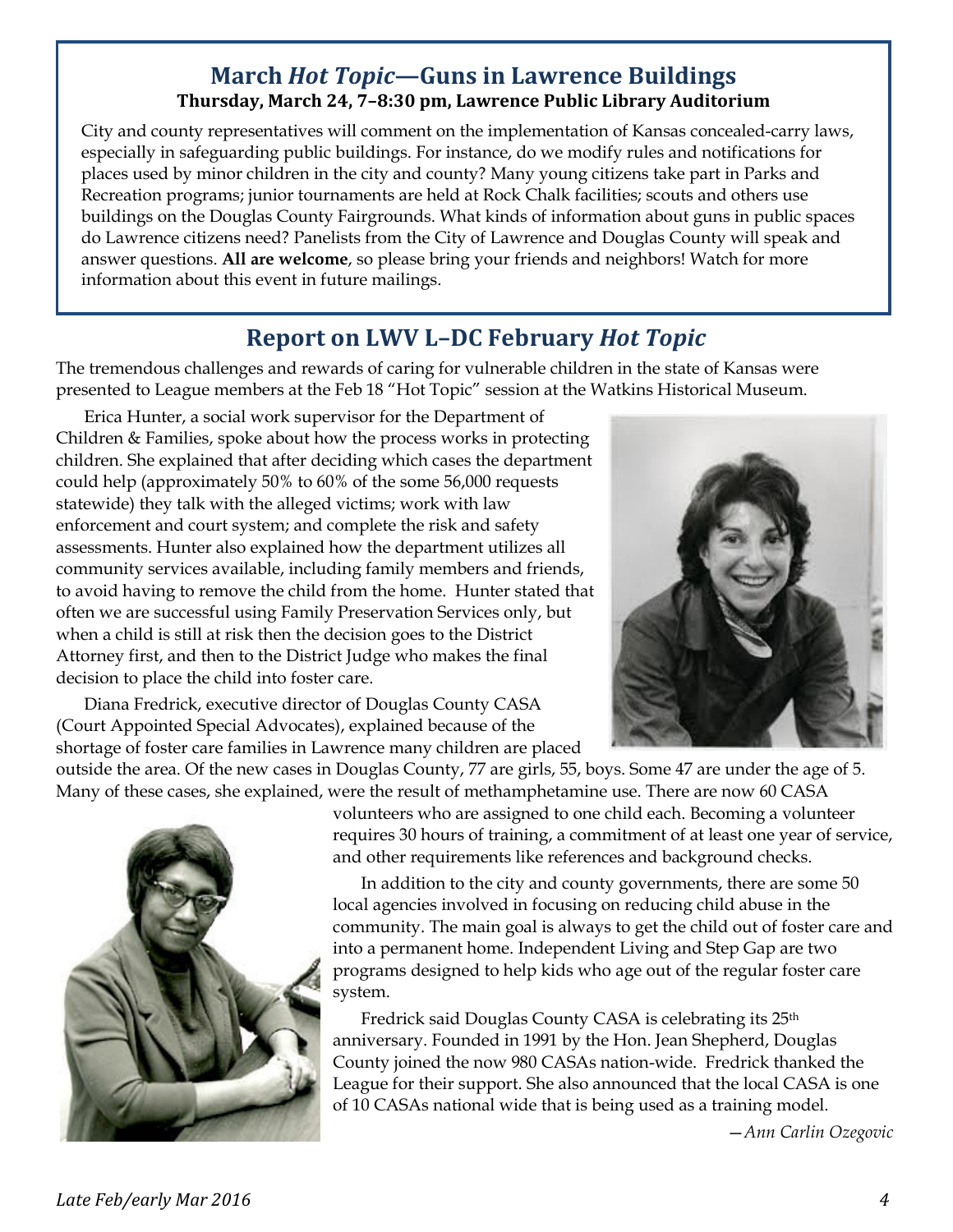## March *Hot Topic*—Guns in Lawrence Buildings

**Thursday, March 24, 7–8:30 pm, Lawrence Public Library Auditorium**

City and county representatives will comment on the implementation of Kansas concealed-carry laws, especially in safeguarding public buildings. For instance, do we modify rules and notifications for places used by minor children in the city and county? Many young citizens take part in Parks and Recreation programs; junior tournaments are held at Rock Chalk facilities; scouts and others use buildings on the Douglas County Fairgrounds. What kinds of information about guns in public spaces do Lawrence citizens need? Panelists from the City of Lawrence and Douglas County will speak and answer questions. **All are welcome**, so please bring your friends and neighbors! Watch for more information about this event in future mailings.

## Report on LWV L–DC February *Hot Topic*

The tremendous challenges and rewards of caring for vulnerable children in the state of Kansas were presented to League members at the Feb 18 "Hot Topic" session at the Watkins Historical Museum.

Erica Hunter, a social work supervisor for the Department of Children & Families, spoke about how the process works in protecting children. She explained that after deciding which cases the department could help (approximately 50% to 60% of the some 56,000 requests statewide) they talk with the alleged victims; work with law enforcement and court system; and complete the risk and safety assessments. Hunter also explained how the department utilizes all community services available, including family members and friends, to avoid having to remove the child from the home. Hunter stated that often we are successful using Family Preservation Services only, but when a child is still at risk then the decision goes to the District Attorney first, and then to the District Judge who makes the final decision to place the child into foster care.

Diana Fredrick, executive director of Douglas County CASA (Court Appointed Special Advocates), explained because of the shortage of foster care families in Lawrence many children are placed outside the area. Of the new cases in Douglas County, 77 are girls, 55, boys. Some 47 are under the age of 5. Many of these cases, she explained, were the result of methamphetamine use. There are now 60 CASA volunteers who are assigned to one child each. Becoming a volunteer requires 30 hours of training, a commitment of at least one year of service, and other requirements like references and background checks.

In addition to the city and county governments, there are some 50 local agencies involved in focusing on reducing child abuse in the community. The main goal is always to get the child out of foster care and into a permanent home. Independent Living and Step Gap are two programs designed to help kids who age out of the regular foster care system.

Fredrick said Douglas County CASA is celebrating its 25th anniversary. Founded in 1991 by the Hon. Jean Shepherd, Douglas County joined the now 980 CASAs nation-wide. Fredrick thanked the League for their support. She also announced that the local CASA is one of 10 CASAs national wide that is being used as a training model.

—*Ann Carlin Ozegovic*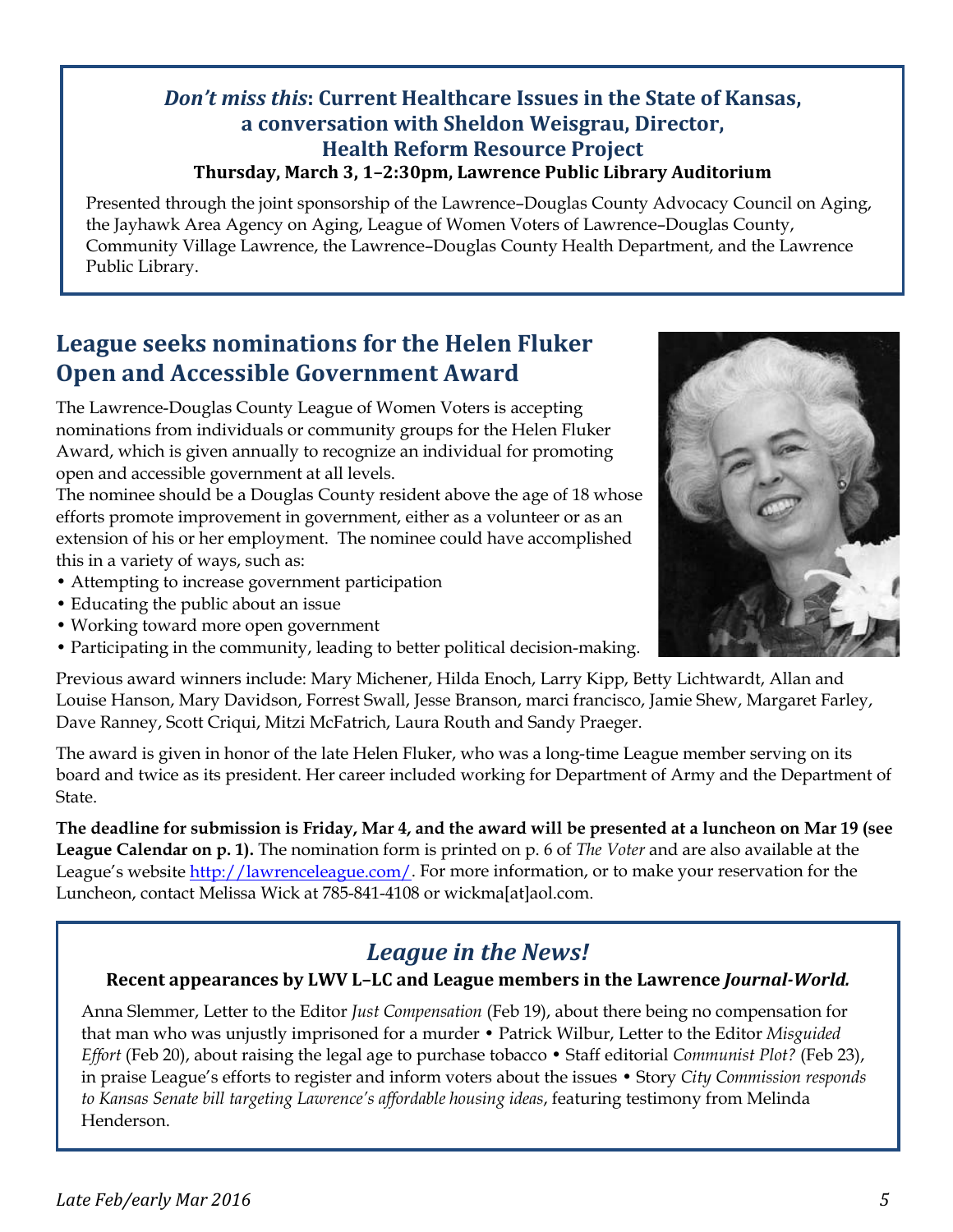### *Don't miss this*: Current Healthcare Issues in the State of Kansas, a conversation with Sheldon Weisgrau, Director, Health Reform Resource Project

**Thursday, March 3, 1–2:30pm, Lawrence Public Library Auditorium**

Presented through the joint sponsorship of the Lawrence–Douglas County Advocacy Council on Aging, the Jayhawk Area Agency on Aging, League of Women Voters of Lawrence–Douglas County, Community Village Lawrence, the Lawrence–Douglas County Health Department, and the Lawrence Public Library.

## League seeks nominations for the Helen Fluker Open and Accessible Government Award

The Lawrence-Douglas County League of Women Voters is accepting nominations from individuals or community groups for the Helen Fluker Award, which is given annually to recognize an individual for promoting open and accessible government at all levels.

The nominee should be a Douglas County resident above the age of 18 whose efforts promote improvement in government, either as a volunteer or as an extension of his or her employment. The nominee could have accomplished this in a variety of ways, such as:

- Attempting to increase government participation
- Educating the public about an issue
- Working toward more open government
- Participating in the community, leading to better political decision-making.

Previous award winners include: Mary Michener, Hilda Enoch, Larry Kipp, Betty Lichtwardt, Allan and Louise Hanson, Mary Davidson, Forrest Swall, Jesse Branson, marci francisco, Jamie Shew, Margaret Farley, Dave Ranney, Scott Criqui, Mitzi McFatrich, Laura Routh and Sandy Praeger.

The award is given in honor of the late Helen Fluker, who was a long-time League member serving on its board and twice as its president. Her career included working for Department of Army and the Department of State.

**The deadline for submission is Friday, Mar 4, and the award will be presented at a luncheon on Mar 19 (see League Calendar on p. 1).** The nomination form is printed on p. 6 of *The Voter* and are also available at the League's website http://lawrenceleague.com/. For more information, or to make your reservation for the Luncheon, contact Melissa Wick at 785-841-4108 or wickma[at]aol.com.

## *League in the News!*

**Recent appearances by LWV L–LC and League members in the Lawrence *Journal-World.***

Anna Slemmer, Letter to the Editor *Just Compensation* (Feb 19), about there being no compensation for that man who was unjustly imprisoned for a murder • Patrick Wilbur, Letter to the Editor *Misguided Effort* (Feb 20), about raising the legal age to purchase tobacco • Staff editorial *Communist Plot?* (Feb 23), in praise League's efforts to register and inform voters about the issues • Story *City Commission responds to Kansas Senate bill targeting Lawrence's affordable housing ideas*, featuring testimony from Melinda Henderson.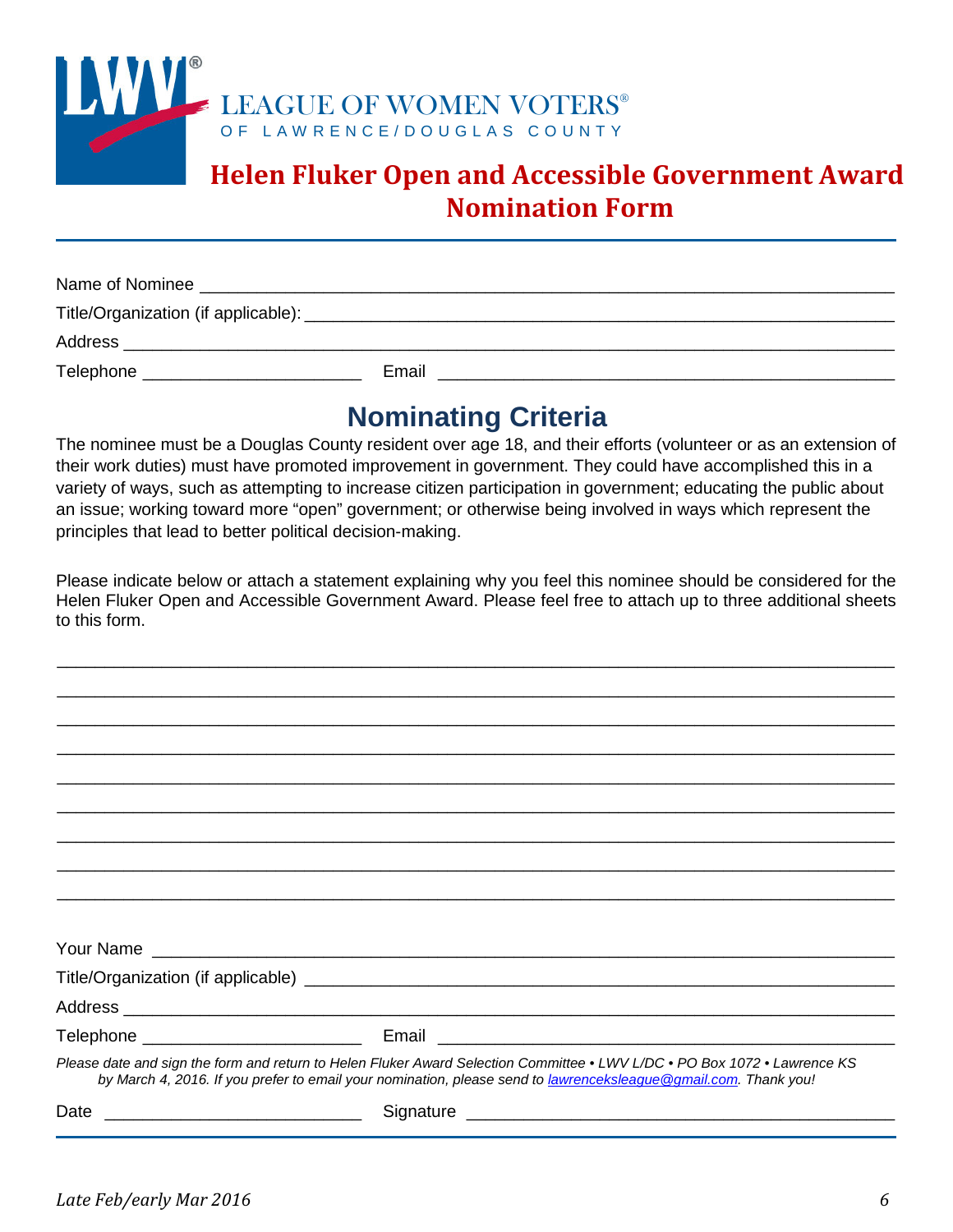LEAGUE OF WOMEN VOTERS®
OF LAWRENCE/DOUGLAS COUNTY

# Helen Fluker Open and Accessible Government Award Nomination Form

Name of Nominee ______________________________________________

Title/Organization (if applicable): ______________________________________________

Address ______________________________________________

Telephone ______________________ Email ______________________________________________

## Nominating Criteria

The nominee must be a Douglas County resident over age 18, and their efforts (volunteer or as an extension of their work duties) must have promoted improvement in government. They could have accomplished this in a variety of ways, such as attempting to increase citizen participation in government; educating the public about an issue; working toward more "open" government; or otherwise being involved in ways which represent the principles that lead to better political decision-making.

Please indicate below or attach a statement explaining why you feel this nominee should be considered for the Helen Fluker Open and Accessible Government Award. Please feel free to attach up to three additional sheets to this form.

______________________________________________________________________________

______________________________________________________________________________

______________________________________________________________________________

______________________________________________________________________________

______________________________________________________________________________

______________________________________________________________________________

______________________________________________________________________________

______________________________________________________________________________

______________________________________________________________________________

Your Name ______________________________________________

Title/Organization (if applicable) ______________________________________________

Address ______________________________________________

Telephone ______________________ Email ______________________________________________

*Please date and sign the form and return to Helen Fluker Award Selection Committee • LWV L/DC • PO Box 1072 • Lawrence KS by March 4, 2016. If you prefer to email your nomination, please send to lawrenceksleague@gmail.com. Thank you!*

Date ______________________ Signature ______________________________________________

*Late Feb/early Mar 2016*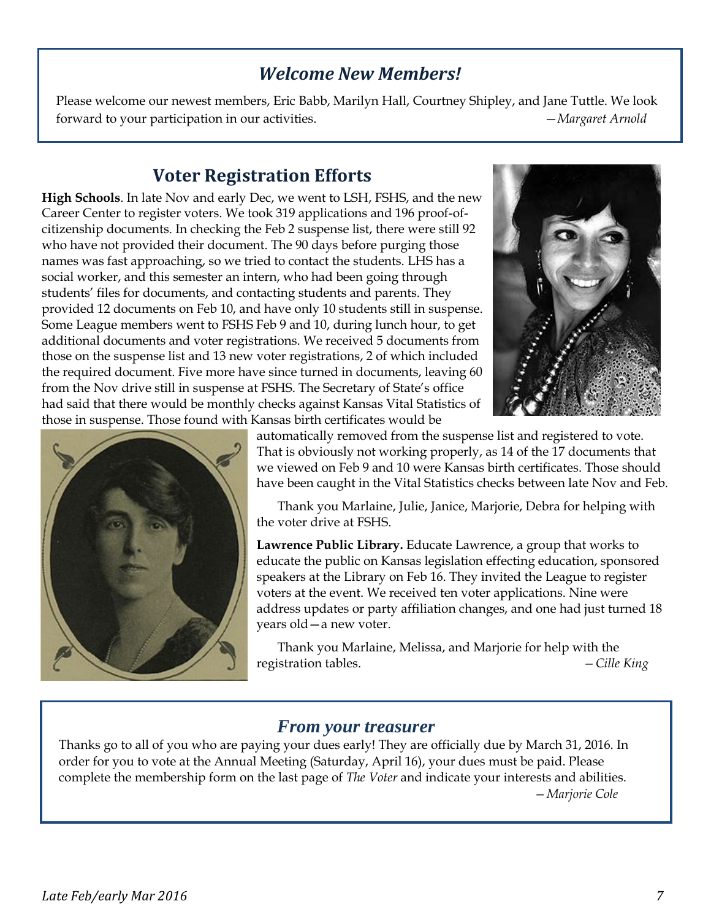## *Welcome New Members!*

Please welcome our newest members, Eric Babb, Marilyn Hall, Courtney Shipley, and Jane Tuttle. We look forward to your participation in our activities.

—*Margaret Arnold*

## Voter Registration Efforts

**High Schools**. In late Nov and early Dec, we went to LSH, FSHS, and the new Career Center to register voters. We took 319 applications and 196 proof-of-citizenship documents. In checking the Feb 2 suspense list, there were still 92 who have not provided their document. The 90 days before purging those names was fast approaching, so we tried to contact the students. LHS has a social worker, and this semester an intern, who had been going through students' files for documents, and contacting students and parents. They provided 12 documents on Feb 10, and have only 10 students still in suspense. Some League members went to FSHS Feb 9 and 10, during lunch hour, to get additional documents and voter registrations. We received 5 documents from those on the suspense list and 13 new voter registrations, 2 of which included the required document. Five more have since turned in documents, leaving 60 from the Nov drive still in suspense at FSHS. The Secretary of State's office had said that there would be monthly checks against Kansas Vital Statistics of those in suspense. Those found with Kansas birth certificates would be automatically removed from the suspense list and registered to vote. That is obviously not working properly, as 14 of the 17 documents that we viewed on Feb 9 and 10 were Kansas birth certificates. Those should have been caught in the Vital Statistics checks between late Nov and Feb.

Thank you Marlaine, Julie, Janice, Marjorie, Debra for helping with the voter drive at FSHS.

**Lawrence Public Library.** Educate Lawrence, a group that works to educate the public on Kansas legislation effecting education, sponsored speakers at the Library on Feb 16. They invited the League to register voters at the event. We received ten voter applications. Nine were address updates or party affiliation changes, and one had just turned 18 years old—a new voter.

Thank you Marlaine, Melissa, and Marjorie for help with the registration tables.

– *Cille King*

## *From your treasurer*

Thanks go to all of you who are paying your dues early! They are officially due by March 31, 2016. In order for you to vote at the Annual Meeting (Saturday, April 16), your dues must be paid. Please complete the membership form on the last page of *The Voter* and indicate your interests and abilities.

– *Marjorie Cole*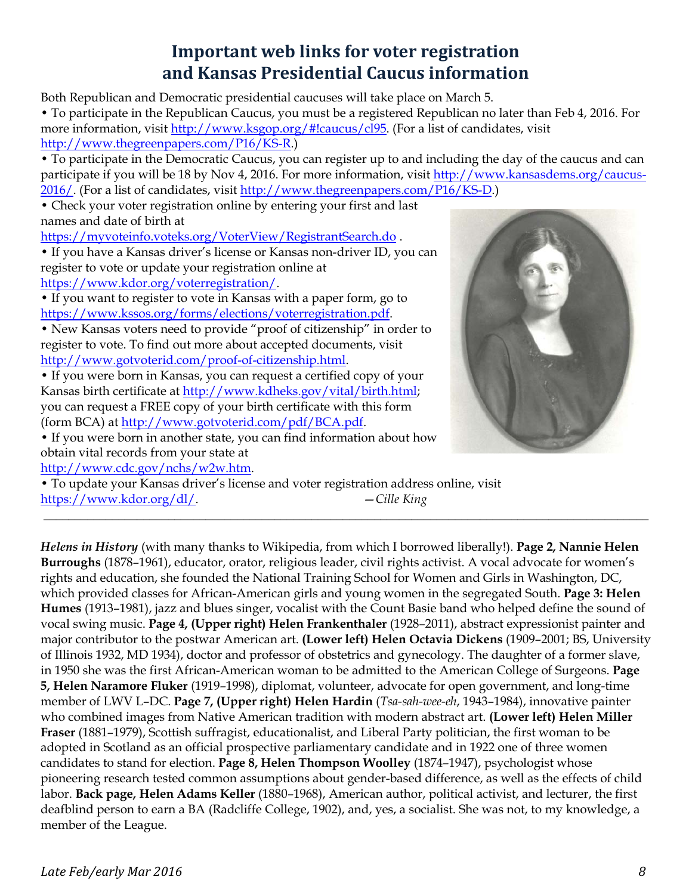# Important web links for voter registration and Kansas Presidential Caucus information

Both Republican and Democratic presidential caucuses will take place on March 5.

- To participate in the Republican Caucus, you must be a registered Republican no later than Feb 4, 2016. For more information, visit http://www.ksgop.org/#!caucus/cl95. (For a list of candidates, visit http://www.thegreenpapers.com/P16/KS-R.)
- To participate in the Democratic Caucus, you can register up to and including the day of the caucus and can participate if you will be 18 by Nov 4, 2016. For more information, visit http://www.kansasdems.org/caucus-2016/. (For a list of candidates, visit http://www.thegreenpapers.com/P16/KS-D.)
- Check your voter registration online by entering your first and last names and date of birth at https://myvoteinfo.voteks.org/VoterView/RegistrantSearch.do .
- If you have a Kansas driver's license or Kansas non-driver ID, you can register to vote or update your registration online at https://www.kdor.org/voterregistration/.
- If you want to register to vote in Kansas with a paper form, go to https://www.kssos.org/forms/elections/voterregistration.pdf.
- New Kansas voters need to provide "proof of citizenship" in order to register to vote. To find out more about accepted documents, visit http://www.gotvoterid.com/proof-of-citizenship.html.
- If you were born in Kansas, you can request a certified copy of your Kansas birth certificate at http://www.kdheks.gov/vital/birth.html; you can request a FREE copy of your birth certificate with this form (form BCA) at http://www.gotvoterid.com/pdf/BCA.pdf.
- If you were born in another state, you can find information about how obtain vital records from your state at http://www.cdc.gov/nchs/w2w.htm.
- To update your Kansas driver's license and voter registration address online, visit https://www.kdor.org/dl/.

—*Cille King*

---

*Helens in History* (with many thanks to Wikipedia, from which I borrowed liberally!). **Page 2, Nannie Helen Burroughs** (1878–1961), educator, orator, religious leader, civil rights activist. A vocal advocate for women's rights and education, she founded the National Training School for Women and Girls in Washington, DC, which provided classes for African-American girls and young women in the segregated South. **Page 3: Helen Humes** (1913–1981), jazz and blues singer, vocalist with the Count Basie band who helped define the sound of vocal swing music. **Page 4, (Upper right) Helen Frankenthaler** (1928–2011), abstract expressionist painter and major contributor to the postwar American art. **(Lower left) Helen Octavia Dickens** (1909–2001; BS, University of Illinois 1932, MD 1934), doctor and professor of obstetrics and gynecology. The daughter of a former slave, in 1950 she was the first African-American woman to be admitted to the American College of Surgeons. **Page 5, Helen Naramore Fluker** (1919–1998), diplomat, volunteer, advocate for open government, and long-time member of LWV L–DC. **Page 7, (Upper right) Helen Hardin** (*Tsa-sah-wee-eh*, 1943–1984), innovative painter who combined images from Native American tradition with modern abstract art. **(Lower left) Helen Miller Fraser** (1881–1979), Scottish suffragist, educationalist, and Liberal Party politician, the first woman to be adopted in Scotland as an official prospective parliamentary candidate and in 1922 one of three women candidates to stand for election. **Page 8, Helen Thompson Woolley** (1874–1947), psychologist whose pioneering research tested common assumptions about gender-based difference, as well as the effects of child labor. **Back page, Helen Adams Keller** (1880–1968), American author, political activist, and lecturer, the first deafblind person to earn a BA (Radcliffe College, 1902), and, yes, a socialist. She was not, to my knowledge, a member of the League.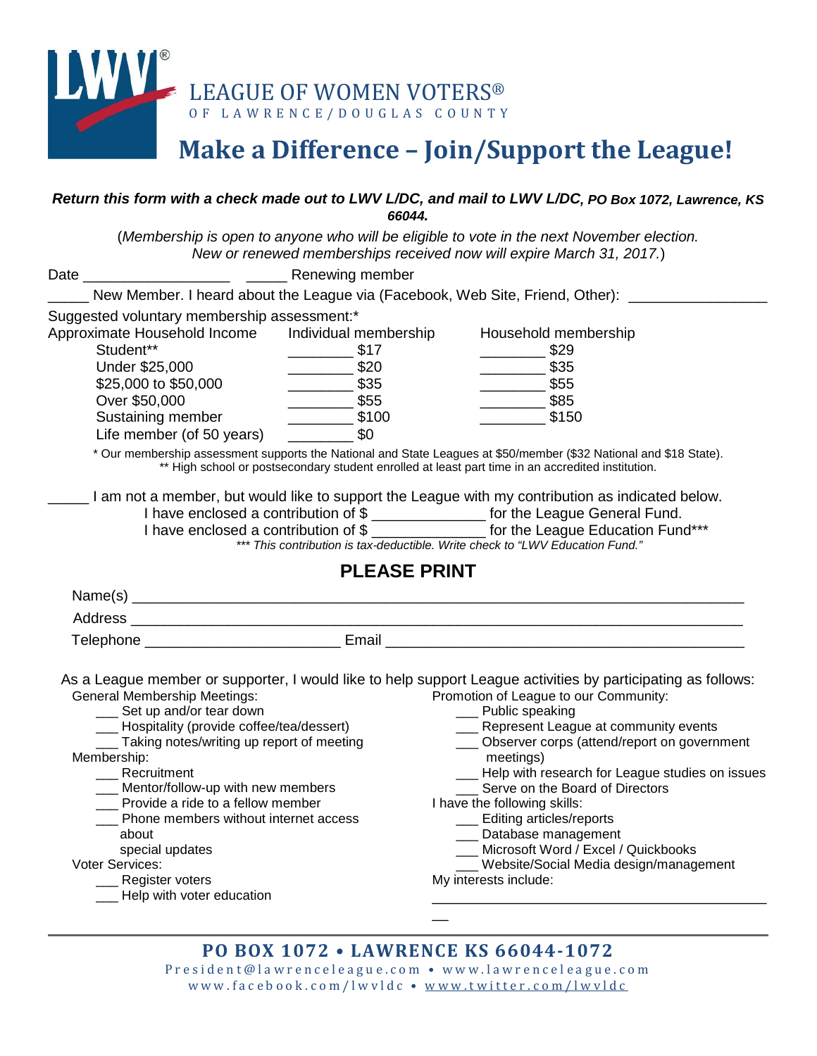LEAGUE OF WOMEN VOTERS®
OF LAWRENCE/DOUGLAS COUNTY

# Make a Difference – Join/Support the League!

***Return this form with a check made out to LWV L/DC, and mail to LWV L/DC, PO Box 1072, Lawrence, KS 66044.***

(*Membership is open to anyone who will be eligible to vote in the next November election. New or renewed memberships received now will expire March 31, 2017.*)

Date __________________ _____ Renewing member

_____ New Member. I heard about the League via (Facebook, Web Site, Friend, Other): ________________

Suggested voluntary membership assessment:*

| Approximate Household Income | Individual membership | Household membership |
|---|---|---|
| Student** | ________ $17 | ________ $29 |
| Under $25,000 | ________ $20 | ________ $35 |
| $25,000 to $50,000 | ________ $35 | ________ $55 |
| Over $50,000 | ________ $55 | ________ $85 |
| Sustaining member | ________ $100 | ________ $150 |
| Life member (of 50 years) | ________ $0 | |

* Our membership assessment supports the National and State Leagues at $50/member ($32 National and $18 State).
** High school or postsecondary student enrolled at least part time in an accredited institution.

_____ I am not a member, but would like to support the League with my contribution as indicated below.
I have enclosed a contribution of $ _____________ for the League General Fund.
I have enclosed a contribution of $ _____________ for the League Education Fund***
*** This contribution is tax-deductible. Write check to "LWV Education Fund."*

## PLEASE PRINT

Name(s) ________________________________________________________________

Address ________________________________________________________________

Telephone _______________________ Email ___________________________________

As a League member or supporter, I would like to help support League activities by participating as follows:

General Membership Meetings:
- ___ Set up and/or tear down
- ___ Hospitality (provide coffee/tea/dessert)
- ___ Taking notes/writing up report of meeting

Membership:
- ___ Recruitment
- ___ Mentor/follow-up with new members
- ___ Provide a ride to a fellow member
- ___ Phone members without internet access about special updates

Voter Services:
- ___ Register voters
- ___ Help with voter education

Promotion of League to our Community:
- ___ Public speaking
- ___ Represent League at community events
- ___ Observer corps (attend/report on government meetings)
- ___ Help with research for League studies on issues
- ___ Serve on the Board of Directors

I have the following skills:
- ___ Editing articles/reports
- ___ Database management
- ___ Microsoft Word / Excel / Quickbooks
- ___ Website/Social Media design/management

My interests include:
____________________________________________

**PO BOX 1072 • LAWRENCE KS 66044-1072**
President@lawrenceleague.com • www.lawrenceleague.com
www.facebook.com/lwvldc • www.twitter.com/lwvldc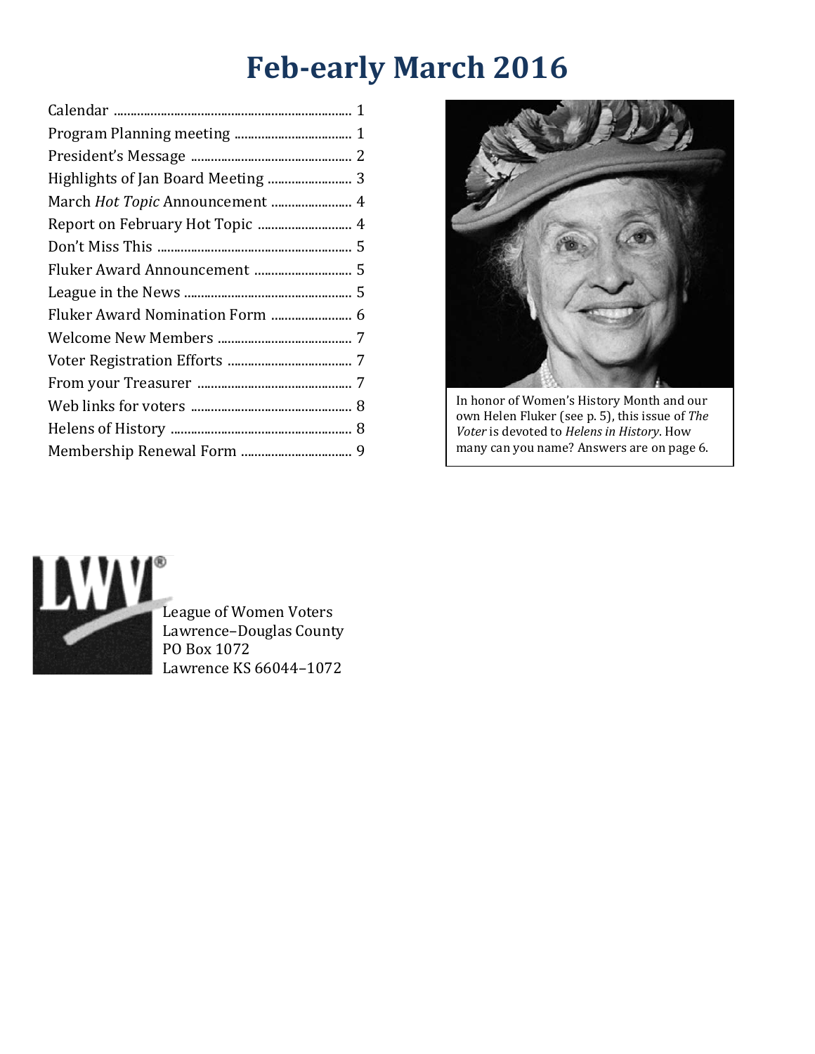# Feb-early March 2016

| | |
|---|---|
| Calendar | 1 |
| Program Planning meeting | 1 |
| President's Message | 2 |
| Highlights of Jan Board Meeting | 3 |
| March *Hot Topic* Announcement | 4 |
| Report on February Hot Topic | 4 |
| Don't Miss This | 5 |
| Fluker Award Announcement | 5 |
| League in the News | 5 |
| Fluker Award Nomination Form | 6 |
| Welcome New Members | 7 |
| Voter Registration Efforts | 7 |
| From your Treasurer | 7 |
| Web links for voters | 8 |
| Helens of History | 8 |
| Membership Renewal Form | 9 |

In honor of Women's History Month and our own Helen Fluker (see p. 5), this issue of *The Voter* is devoted to *Helens in History*. How many can you name? Answers are on page 6.

League of Women Voters
Lawrence–Douglas County
PO Box 1072
Lawrence KS 66044–1072